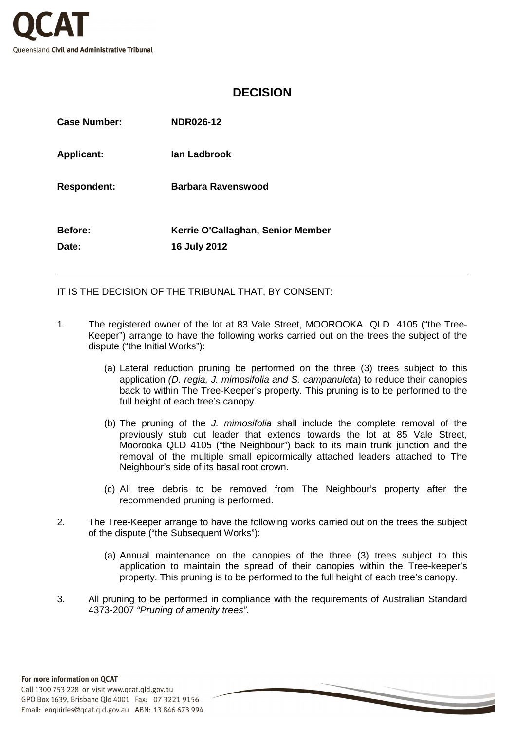QCAT

Queensland **Civil and Administrative Tribunal**

# DECISION

| | |
|---|---|
| **Case Number:** | **NDR026-12** |
| **Applicant:** | **Ian Ladbrook** |
| **Respondent:** | **Barbara Ravenswood** |
| **Before:** | **Kerrie O'Callaghan, Senior Member** |
| **Date:** | **16 July 2012** |

---

IT IS THE DECISION OF THE TRIBUNAL THAT, BY CONSENT:

1. The registered owner of the lot at 83 Vale Street, MOOROOKA QLD 4105 ("the Tree-Keeper") arrange to have the following works carried out on the trees the subject of the dispute ("the Initial Works"):

   (a) Lateral reduction pruning be performed on the three (3) trees subject to this application *(D. regia, J. mimosifolia and S. campanuleta*) to reduce their canopies back to within The Tree-Keeper's property. This pruning is to be performed to the full height of each tree's canopy.

   (b) The pruning of the *J. mimosifolia* shall include the complete removal of the previously stub cut leader that extends towards the lot at 85 Vale Street, Moorooka QLD 4105 ("the Neighbour") back to its main trunk junction and the removal of the multiple small epicormically attached leaders attached to The Neighbour's side of its basal root crown.

   (c) All tree debris to be removed from The Neighbour's property after the recommended pruning is performed.

2. The Tree-Keeper arrange to have the following works carried out on the trees the subject of the dispute ("the Subsequent Works"):

   (a) Annual maintenance on the canopies of the three (3) trees subject to this application to maintain the spread of their canopies within the Tree-keeper's property. This pruning is to be performed to the full height of each tree's canopy.

3. All pruning to be performed in compliance with the requirements of Australian Standard 4373-2007 *"Pruning of amenity trees".*

**For more information on QCAT**
Call 1300 753 228 or visit www.qcat.qld.gov.au
GPO Box 1639, Brisbane Qld 4001 Fax: 07 3221 9156
Email: enquiries@qcat.qld.gov.au ABN: 13 846 673 994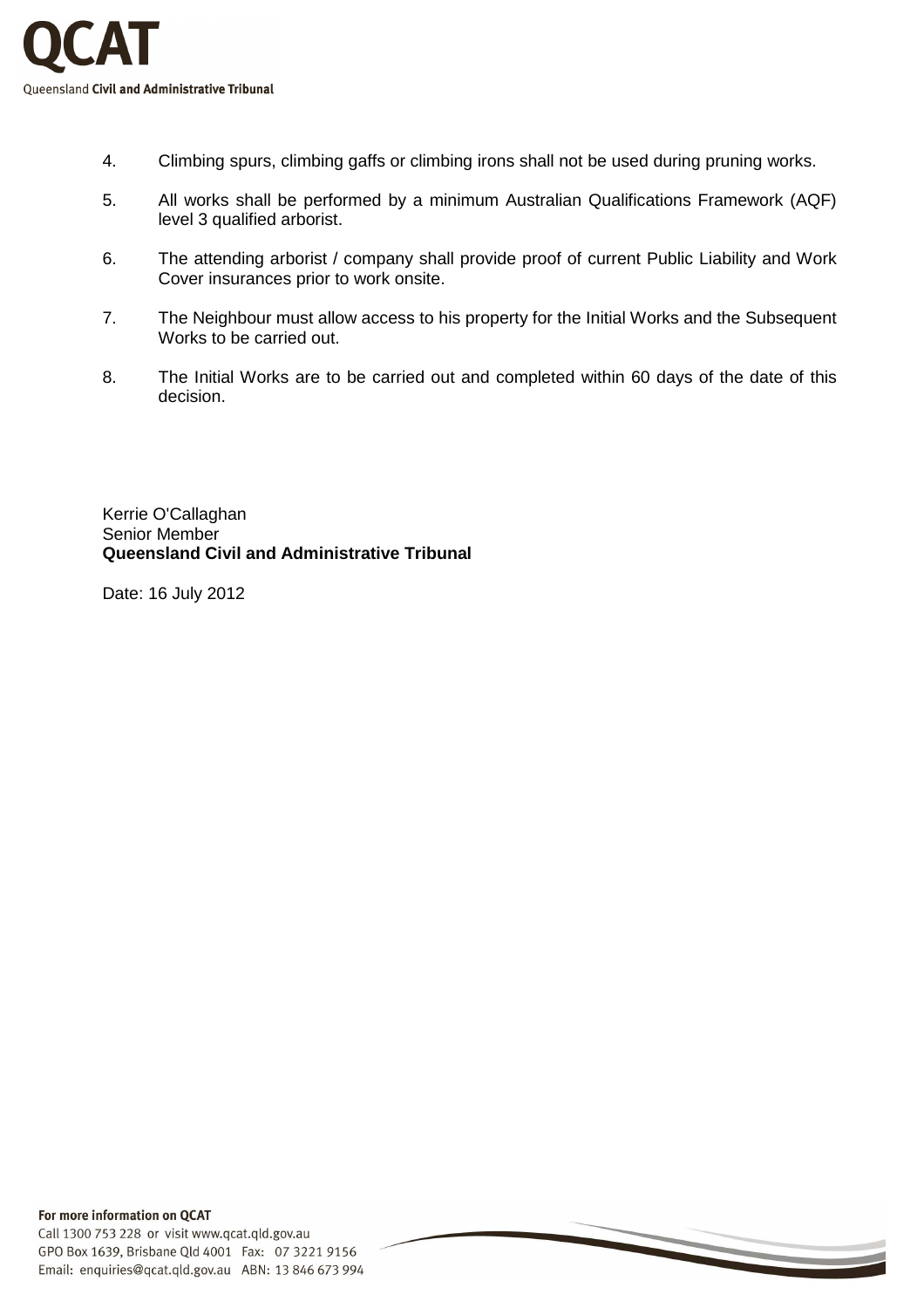4. Climbing spurs, climbing gaffs or climbing irons shall not be used during pruning works.

5. All works shall be performed by a minimum Australian Qualifications Framework (AQF) level 3 qualified arborist.

6. The attending arborist / company shall provide proof of current Public Liability and Work Cover insurances prior to work onsite.

7. The Neighbour must allow access to his property for the Initial Works and the Subsequent Works to be carried out.

8. The Initial Works are to be carried out and completed within 60 days of the date of this decision.

Kerrie O'Callaghan
Senior Member
**Queensland Civil and Administrative Tribunal**

Date: 16 July 2012